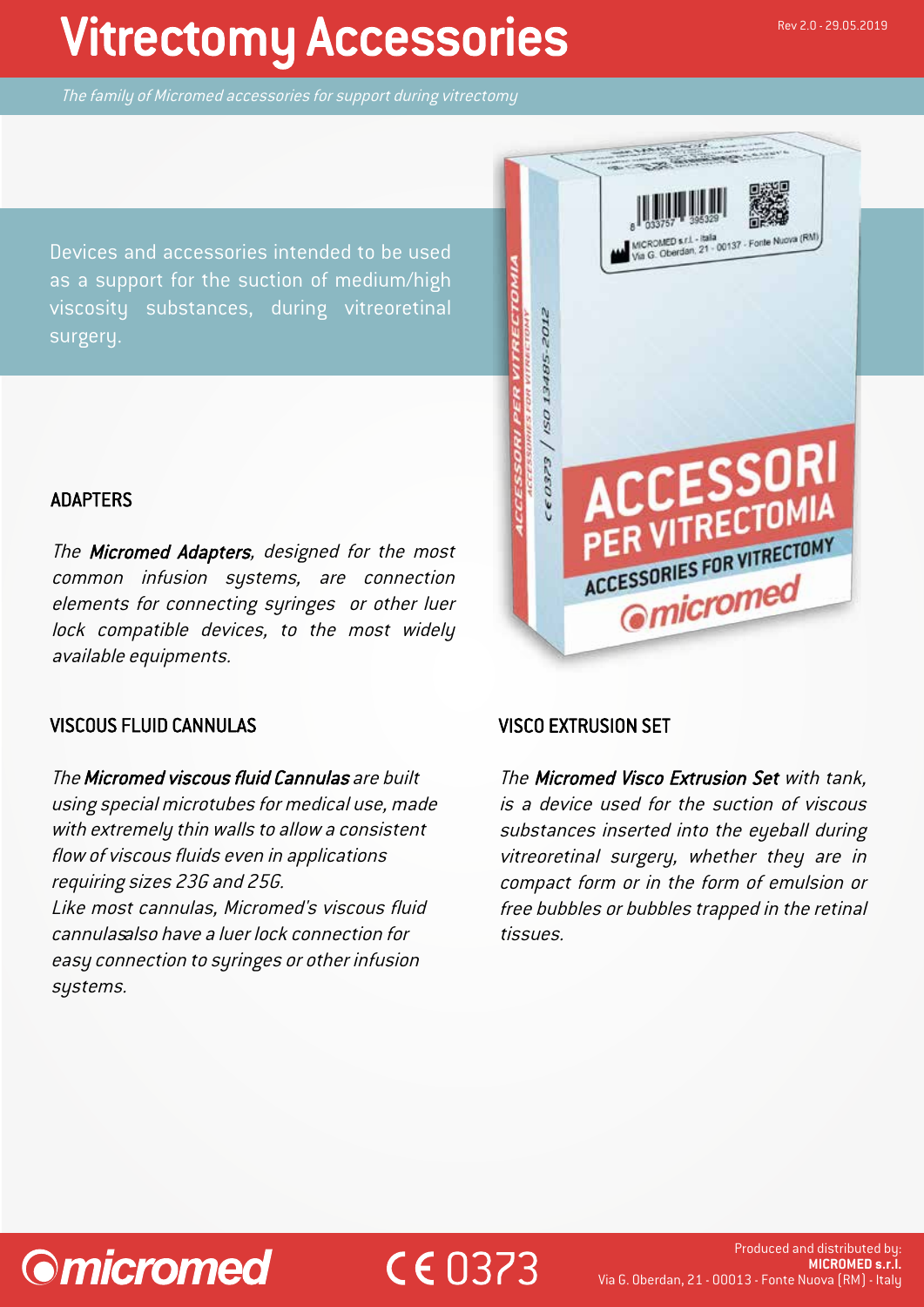# Vitrectomy Accessories

*The family of Micromed accessories for support during vitrectomy*

Devices and accessories intended to be used as a support for the suction of medium/high viscosity substances, during vitreoretinal surgery.

## ADAPTERS

*The **Micromed Adapters**, designed for the most common infusion systems, are connection elements for connecting syringes or other luer lock compatible devices, to the most widely available equipments.*

## VISCOUS FLUID CANNULAS

*The **Micromed viscous fluid Cannulas** are built using special microtubes for medical use, made with extremely thin walls to allow a consistent flow of viscous fluids even in applications requiring sizes 23G and 25G.*
*Like most cannulas, Micromed's viscous fluid cannulasalso have a luer lock connection for easy connection to syringes or other infusion systems.*

## VISCO EXTRUSION SET

*The **Micromed Visco Extrusion Set** with tank, is a device used for the suction of viscous substances inserted into the eyeball during vitreoretinal surgery, whether they are in compact form or in the form of emulsion or free bubbles or bubbles trapped in the retinal tissues.*

micromed

CE 0373

Produced and distributed by:
**MICROMED s.r.l.**
Via G. Oberdan, 21 - 00013 - Fonte Nuova (RM) - Italy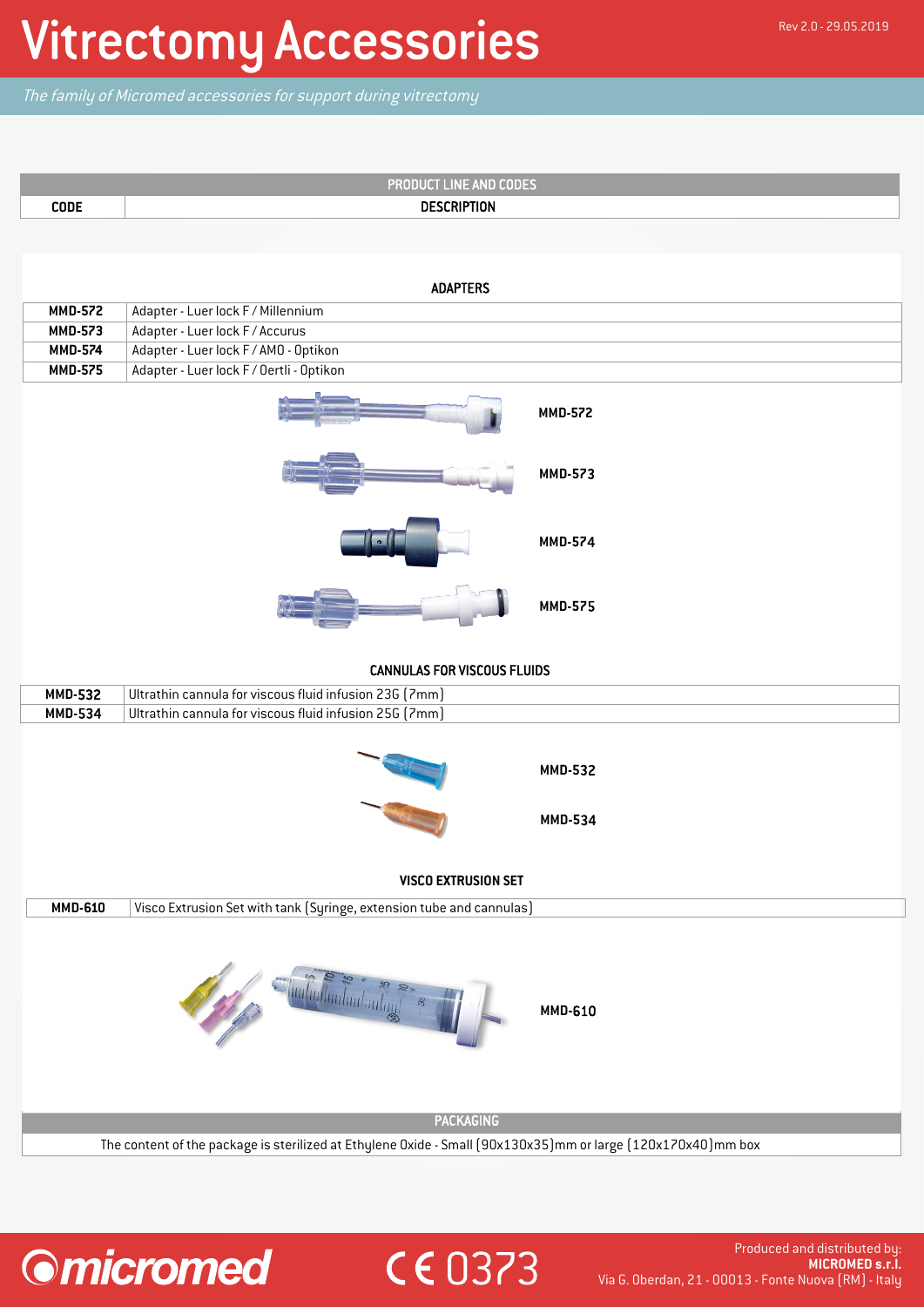# Vitrectomy Accessories

*The family of Micromed accessories for support during vitrectomy*

| PRODUCT LINE AND CODES | |
|---|---|
| **CODE** | **DESCRIPTION** |

### ADAPTERS

| | |
|---|---|
| **MMD-572** | Adapter - Luer lock F / Millennium |
| **MMD-573** | Adapter - Luer lock F / Accurus |
| **MMD-574** | Adapter - Luer lock F / AMO - Optikon |
| **MMD-575** | Adapter - Luer lock F / Oertli - Optikon |

MMD-572

MMD-573

MMD-574

MMD-575

### CANNULAS FOR VISCOUS FLUIDS

| | |
|---|---|
| **MMD-532** | Ultrathin cannula for viscous fluid infusion 23G (7mm) |
| **MMD-534** | Ultrathin cannula for viscous fluid infusion 25G (7mm) |

MMD-532

MMD-534

### VISCO EXTRUSION SET

| | |
|---|---|
| **MMD-610** | Visco Extrusion Set with tank (Syringe, extension tube and cannulas) |

MMD-610

### PACKAGING

The content of the package is sterilized at Ethylene Oxide - Small (90x130x35)mm or large (120x170x40)mm box

micromed

CE 0373

Produced and distributed by:
**MICROMED s.r.l.**
Via G. Oberdan, 21 - 00013 - Fonte Nuova (RM) - Italy